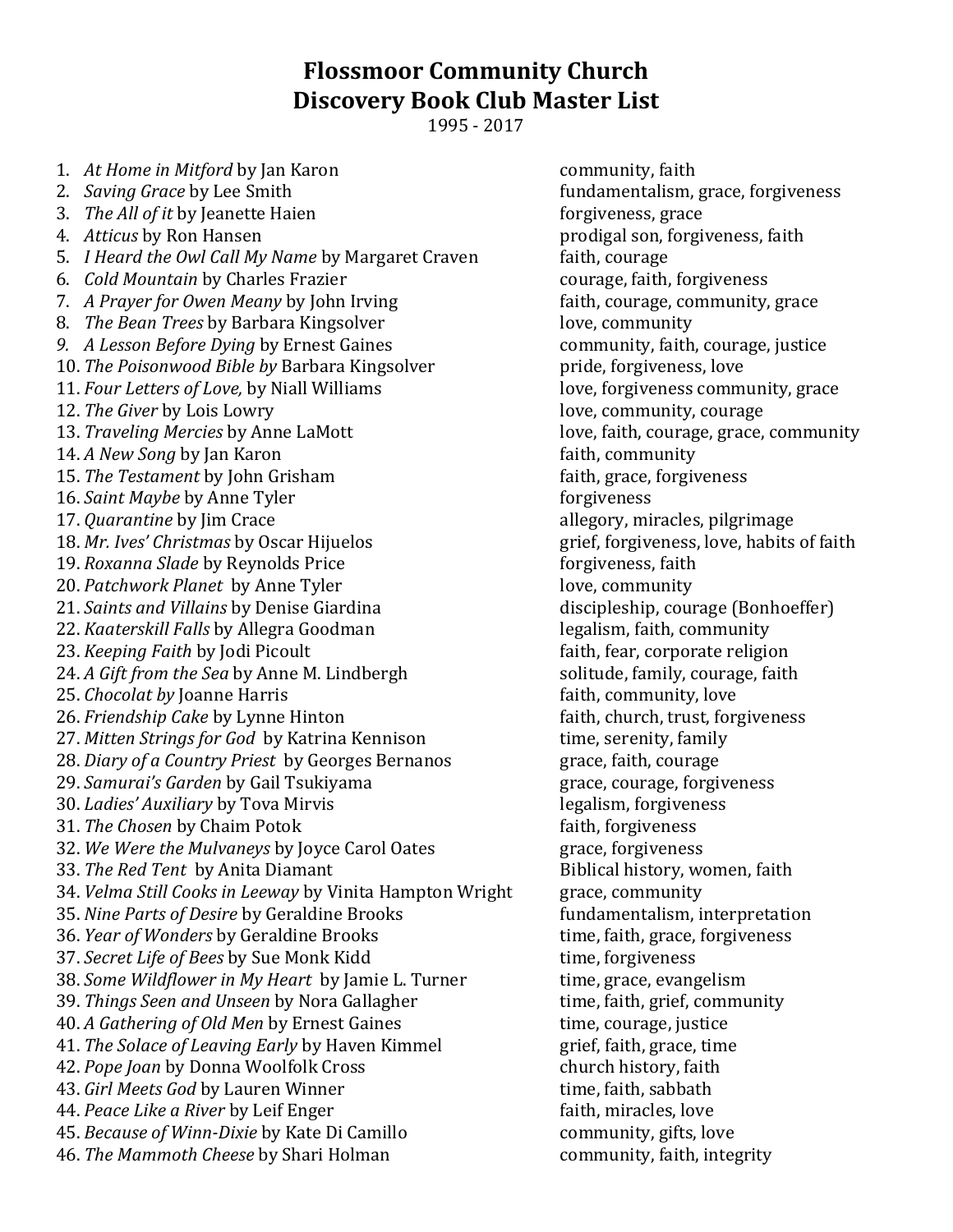# Flossmoor Community Church
# Discovery Book Club Master List

1995 - 2017

| # | Title | Themes |
|---|---|---|
| 1. | *At Home in Mitford* by Jan Karon | community, faith |
| 2. | *Saving Grace* by Lee Smith | fundamentalism, grace, forgiveness |
| 3. | *The All of it* by Jeanette Haien | forgiveness, grace |
| 4. | *Atticus* by Ron Hansen | prodigal son, forgiveness, faith |
| 5. | *I Heard the Owl Call My Name* by Margaret Craven | faith, courage |
| 6. | *Cold Mountain* by Charles Frazier | courage, faith, forgiveness |
| 7. | *A Prayer for Owen Meany* by John Irving | faith, courage, community, grace |
| 8. | *The Bean Trees* by Barbara Kingsolver | love, community |
| 9. | *A Lesson Before Dying* by Ernest Gaines | community, faith, courage, justice |
| 10. | *The Poisonwood Bible by* Barbara Kingsolver | pride, forgiveness, love |
| 11. | *Four Letters of Love,* by Niall Williams | love, forgiveness community, grace |
| 12. | *The Giver* by Lois Lowry | love, community, courage |
| 13. | *Traveling Mercies* by Anne LaMott | love, faith, courage, grace, community |
| 14. | *A New Song* by Jan Karon | faith, community |
| 15. | *The Testament* by John Grisham | faith, grace, forgiveness |
| 16. | *Saint Maybe* by Anne Tyler | forgiveness |
| 17. | *Quarantine* by Jim Crace | allegory, miracles, pilgrimage |
| 18. | *Mr. Ives' Christmas* by Oscar Hijuelos | grief, forgiveness, love, habits of faith |
| 19. | *Roxanna Slade* by Reynolds Price | forgiveness, faith |
| 20. | *Patchwork Planet* by Anne Tyler | love, community |
| 21. | *Saints and Villains* by Denise Giardina | discipleship, courage (Bonhoeffer) |
| 22. | *Kaaterskill Falls* by Allegra Goodman | legalism, faith, community |
| 23. | *Keeping Faith* by Jodi Picoult | faith, fear, corporate religion |
| 24. | *A Gift from the Sea* by Anne M. Lindbergh | solitude, family, courage, faith |
| 25. | *Chocolat by* Joanne Harris | faith, community, love |
| 26. | *Friendship Cake* by Lynne Hinton | faith, church, trust, forgiveness |
| 27. | *Mitten Strings for God* by Katrina Kennison | time, serenity, family |
| 28. | *Diary of a Country Priest* by Georges Bernanos | grace, faith, courage |
| 29. | *Samurai's Garden* by Gail Tsukiyama | grace, courage, forgiveness |
| 30. | *Ladies' Auxiliary* by Tova Mirvis | legalism, forgiveness |
| 31. | *The Chosen* by Chaim Potok | faith, forgiveness |
| 32. | *We Were the Mulvaneys* by Joyce Carol Oates | grace, forgiveness |
| 33. | *The Red Tent* by Anita Diamant | Biblical history, women, faith |
| 34. | *Velma Still Cooks in Leeway* by Vinita Hampton Wright | grace, community |
| 35. | *Nine Parts of Desire* by Geraldine Brooks | fundamentalism, interpretation |
| 36. | *Year of Wonders* by Geraldine Brooks | time, faith, grace, forgiveness |
| 37. | *Secret Life of Bees* by Sue Monk Kidd | time, forgiveness |
| 38. | *Some Wildflower in My Heart* by Jamie L. Turner | time, grace, evangelism |
| 39. | *Things Seen and Unseen* by Nora Gallagher | time, faith, grief, community |
| 40. | *A Gathering of Old Men* by Ernest Gaines | time, courage, justice |
| 41. | *The Solace of Leaving Early* by Haven Kimmel | grief, faith, grace, time |
| 42. | *Pope Joan* by Donna Woolfolk Cross | church history, faith |
| 43. | *Girl Meets God* by Lauren Winner | time, faith, sabbath |
| 44. | *Peace Like a River* by Leif Enger | faith, miracles, love |
| 45. | *Because of Winn-Dixie* by Kate Di Camillo | community, gifts, love |
| 46. | *The Mammoth Cheese* by Shari Holman | community, faith, integrity |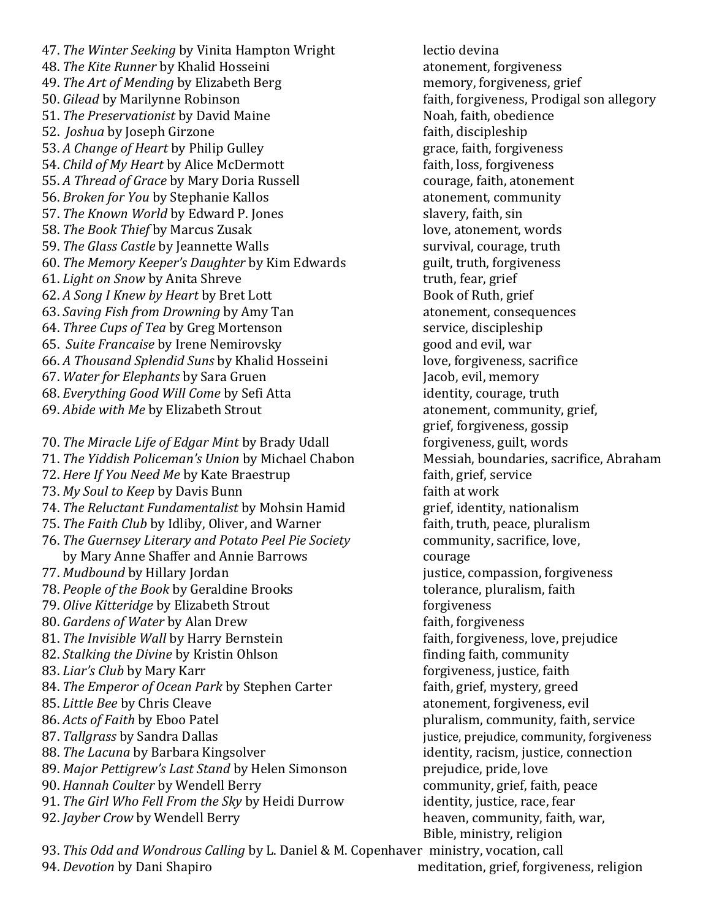47. *The Winter Seeking* by Vinita Hampton Wright — lectio devina
48. *The Kite Runner* by Khalid Hosseini — atonement, forgiveness
49. *The Art of Mending* by Elizabeth Berg — memory, forgiveness, grief
50. *Gilead* by Marilynne Robinson — faith, forgiveness, Prodigal son allegory
51. *The Preservationist* by David Maine — Noah, faith, obedience
52. *Joshua* by Joseph Girzone — faith, discipleship
53. *A Change of Heart* by Philip Gulley — grace, faith, forgiveness
54. *Child of My Heart* by Alice McDermott — faith, loss, forgiveness
55. *A Thread of Grace* by Mary Doria Russell — courage, faith, atonement
56. *Broken for You* by Stephanie Kallos — atonement, community
57. *The Known World* by Edward P. Jones — slavery, faith, sin
58. *The Book Thief* by Marcus Zusak — love, atonement, words
59. *The Glass Castle* by Jeannette Walls — survival, courage, truth
60. *The Memory Keeper's Daughter* by Kim Edwards — guilt, truth, forgiveness
61. *Light on Snow* by Anita Shreve — truth, fear, grief
62. *A Song I Knew by Heart* by Bret Lott — Book of Ruth, grief
63. *Saving Fish from Drowning* by Amy Tan — atonement, consequences
64. *Three Cups of Tea* by Greg Mortenson — service, discipleship
65. *Suite Francaise* by Irene Nemirovsky — good and evil, war
66. *A Thousand Splendid Suns* by Khalid Hosseini — love, forgiveness, sacrifice
67. *Water for Elephants* by Sara Gruen — Jacob, evil, memory
68. *Everything Good Will Come* by Sefi Atta — identity, courage, truth
69. *Abide with Me* by Elizabeth Strout — atonement, community, grief, grief, forgiveness, gossip
70. *The Miracle Life of Edgar Mint* by Brady Udall — forgiveness, guilt, words
71. *The Yiddish Policeman's Union* by Michael Chabon — Messiah, boundaries, sacrifice, Abraham
72. *Here If You Need Me* by Kate Braestrup — faith, grief, service
73. *My Soul to Keep* by Davis Bunn — faith at work
74. *The Reluctant Fundamentalist* by Mohsin Hamid — grief, identity, nationalism
75. *The Faith Club* by Idliby, Oliver, and Warner — faith, truth, peace, pluralism
76. *The Guernsey Literary and Potato Peel Pie Society* by Mary Anne Shaffer and Annie Barrows — community, sacrifice, love, courage
77. *Mudbound* by Hillary Jordan — justice, compassion, forgiveness
78. *People of the Book* by Geraldine Brooks — tolerance, pluralism, faith
79. *Olive Kitteridge* by Elizabeth Strout — forgiveness
80. *Gardens of Water* by Alan Drew — faith, forgiveness
81. *The Invisible Wall* by Harry Bernstein — faith, forgiveness, love, prejudice
82. *Stalking the Divine* by Kristin Ohlson — finding faith, community
83. *Liar's Club* by Mary Karr — forgiveness, justice, faith
84. *The Emperor of Ocean Park* by Stephen Carter — faith, grief, mystery, greed
85. *Little Bee* by Chris Cleave — atonement, forgiveness, evil
86. *Acts of Faith* by Eboo Patel — pluralism, community, faith, service
87. *Tallgrass* by Sandra Dallas — justice, prejudice, community, forgiveness
88. *The Lacuna* by Barbara Kingsolver — identity, racism, justice, connection
89. *Major Pettigrew's Last Stand* by Helen Simonson — prejudice, pride, love
90. *Hannah Coulter* by Wendell Berry — community, grief, faith, peace
91. *The Girl Who Fell From the Sky* by Heidi Durrow — identity, justice, race, fear
92. *Jayber Crow* by Wendell Berry — heaven, community, faith, war, Bible, ministry, religion
93. *This Odd and Wondrous Calling* by L. Daniel & M. Copenhaver — ministry, vocation, call
94. *Devotion* by Dani Shapiro — meditation, grief, forgiveness, religion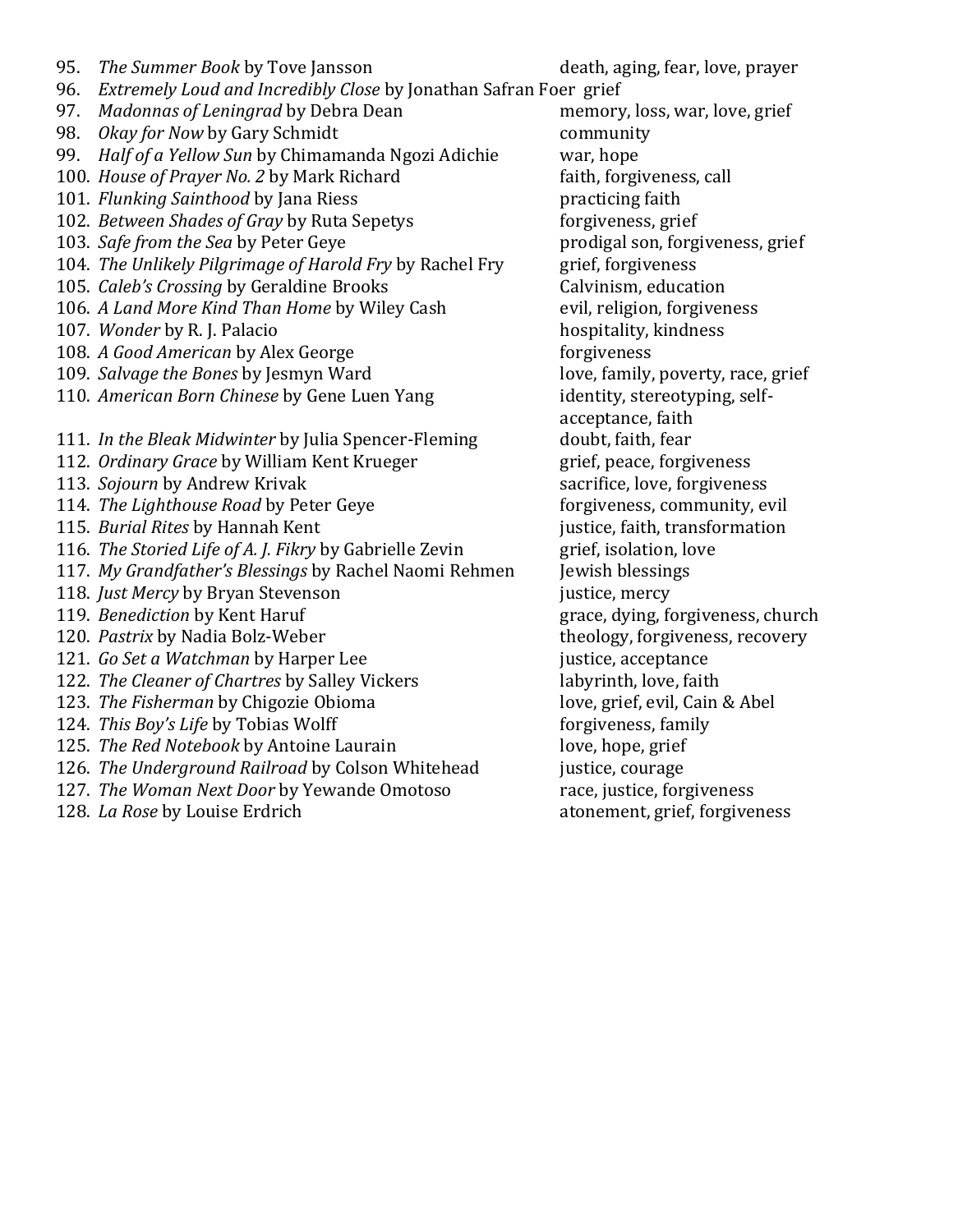95. *The Summer Book* by Tove Jansson — death, aging, fear, love, prayer
96. *Extremely Loud and Incredibly Close* by Jonathan Safran Foer — grief
97. *Madonnas of Leningrad* by Debra Dean — memory, loss, war, love, grief
98. *Okay for Now* by Gary Schmidt — community
99. *Half of a Yellow Sun* by Chimamanda Ngozi Adichie — war, hope
100. *House of Prayer No. 2* by Mark Richard — faith, forgiveness, call
101. *Flunking Sainthood* by Jana Riess — practicing faith
102. *Between Shades of Gray* by Ruta Sepetys — forgiveness, grief
103. *Safe from the Sea* by Peter Geye — prodigal son, forgiveness, grief
104. *The Unlikely Pilgrimage of Harold Fry* by Rachel Fry — grief, forgiveness
105. *Caleb's Crossing* by Geraldine Brooks — Calvinism, education
106. *A Land More Kind Than Home* by Wiley Cash — evil, religion, forgiveness
107. *Wonder* by R. J. Palacio — hospitality, kindness
108. *A Good American* by Alex George — forgiveness
109. *Salvage the Bones* by Jesmyn Ward — love, family, poverty, race, grief
110. *American Born Chinese* by Gene Luen Yang — identity, stereotyping, self-acceptance, faith
111. *In the Bleak Midwinter* by Julia Spencer-Fleming — doubt, faith, fear
112. *Ordinary Grace* by William Kent Krueger — grief, peace, forgiveness
113. *Sojourn* by Andrew Krivak — sacrifice, love, forgiveness
114. *The Lighthouse Road* by Peter Geye — forgiveness, community, evil
115. *Burial Rites* by Hannah Kent — justice, faith, transformation
116. *The Storied Life of A. J. Fikry* by Gabrielle Zevin — grief, isolation, love
117. *My Grandfather's Blessings* by Rachel Naomi Rehmen — Jewish blessings
118. *Just Mercy* by Bryan Stevenson — justice, mercy
119. *Benediction* by Kent Haruf — grace, dying, forgiveness, church
120. *Pastrix* by Nadia Bolz-Weber — theology, forgiveness, recovery
121. *Go Set a Watchman* by Harper Lee — justice, acceptance
122. *The Cleaner of Chartres* by Salley Vickers — labyrinth, love, faith
123. *The Fisherman* by Chigozie Obioma — love, grief, evil, Cain & Abel
124. *This Boy's Life* by Tobias Wolff — forgiveness, family
125. *The Red Notebook* by Antoine Laurain — love, hope, grief
126. *The Underground Railroad* by Colson Whitehead — justice, courage
127. *The Woman Next Door* by Yewande Omotoso — race, justice, forgiveness
128. *La Rose* by Louise Erdrich — atonement, grief, forgiveness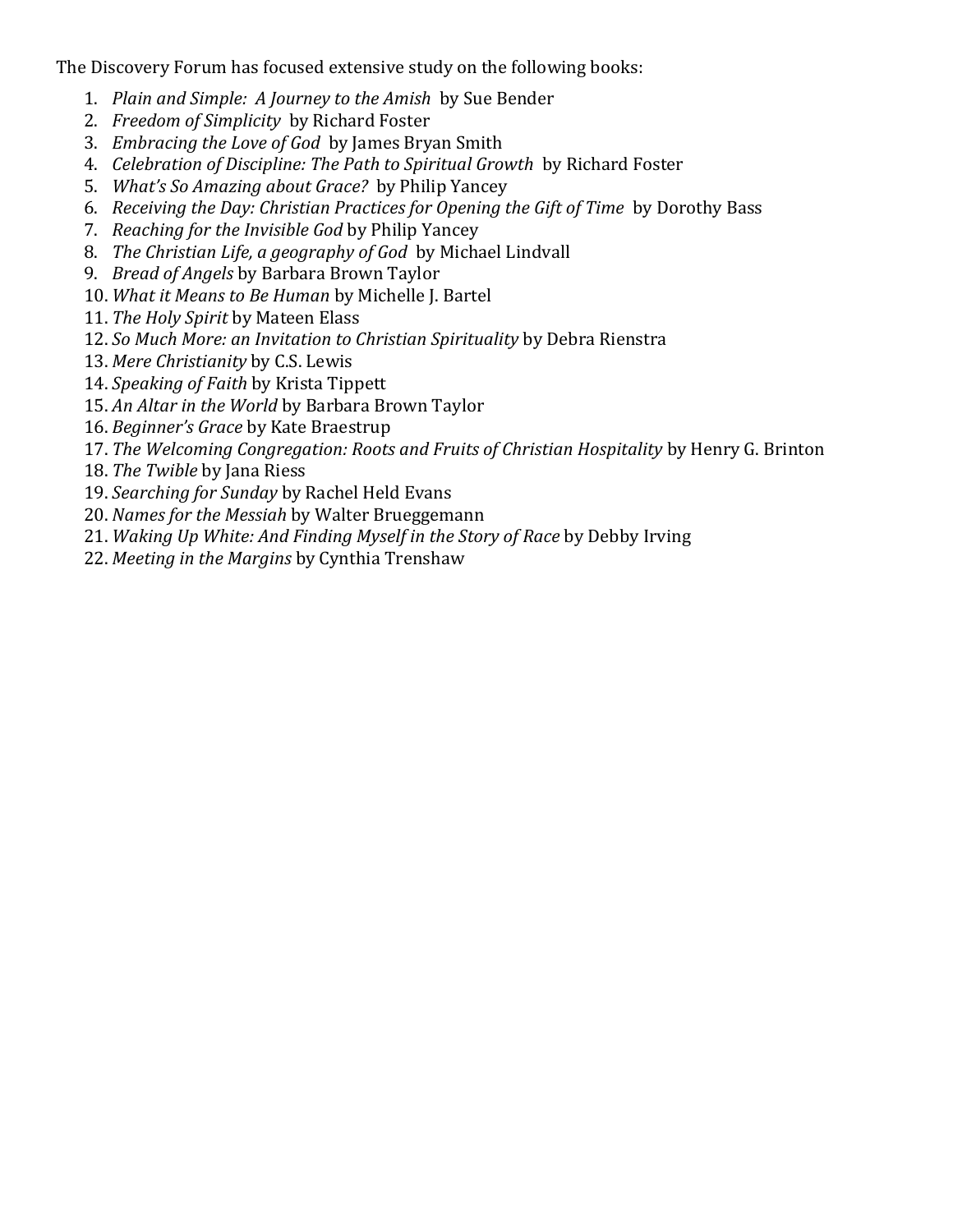The Discovery Forum has focused extensive study on the following books:

1. *Plain and Simple: A Journey to the Amish* by Sue Bender
2. *Freedom of Simplicity* by Richard Foster
3. *Embracing the Love of God* by James Bryan Smith
4. *Celebration of Discipline: The Path to Spiritual Growth* by Richard Foster
5. *What's So Amazing about Grace?* by Philip Yancey
6. *Receiving the Day: Christian Practices for Opening the Gift of Time* by Dorothy Bass
7. *Reaching for the Invisible God* by Philip Yancey
8. *The Christian Life, a geography of God* by Michael Lindvall
9. *Bread of Angels* by Barbara Brown Taylor
10. *What it Means to Be Human* by Michelle J. Bartel
11. *The Holy Spirit* by Mateen Elass
12. *So Much More: an Invitation to Christian Spirituality* by Debra Rienstra
13. *Mere Christianity* by C.S. Lewis
14. *Speaking of Faith* by Krista Tippett
15. *An Altar in the World* by Barbara Brown Taylor
16. *Beginner's Grace* by Kate Braestrup
17. *The Welcoming Congregation: Roots and Fruits of Christian Hospitality* by Henry G. Brinton
18. *The Twible* by Jana Riess
19. *Searching for Sunday* by Rachel Held Evans
20. *Names for the Messiah* by Walter Brueggemann
21. *Waking Up White: And Finding Myself in the Story of Race* by Debby Irving
22. *Meeting in the Margins* by Cynthia Trenshaw